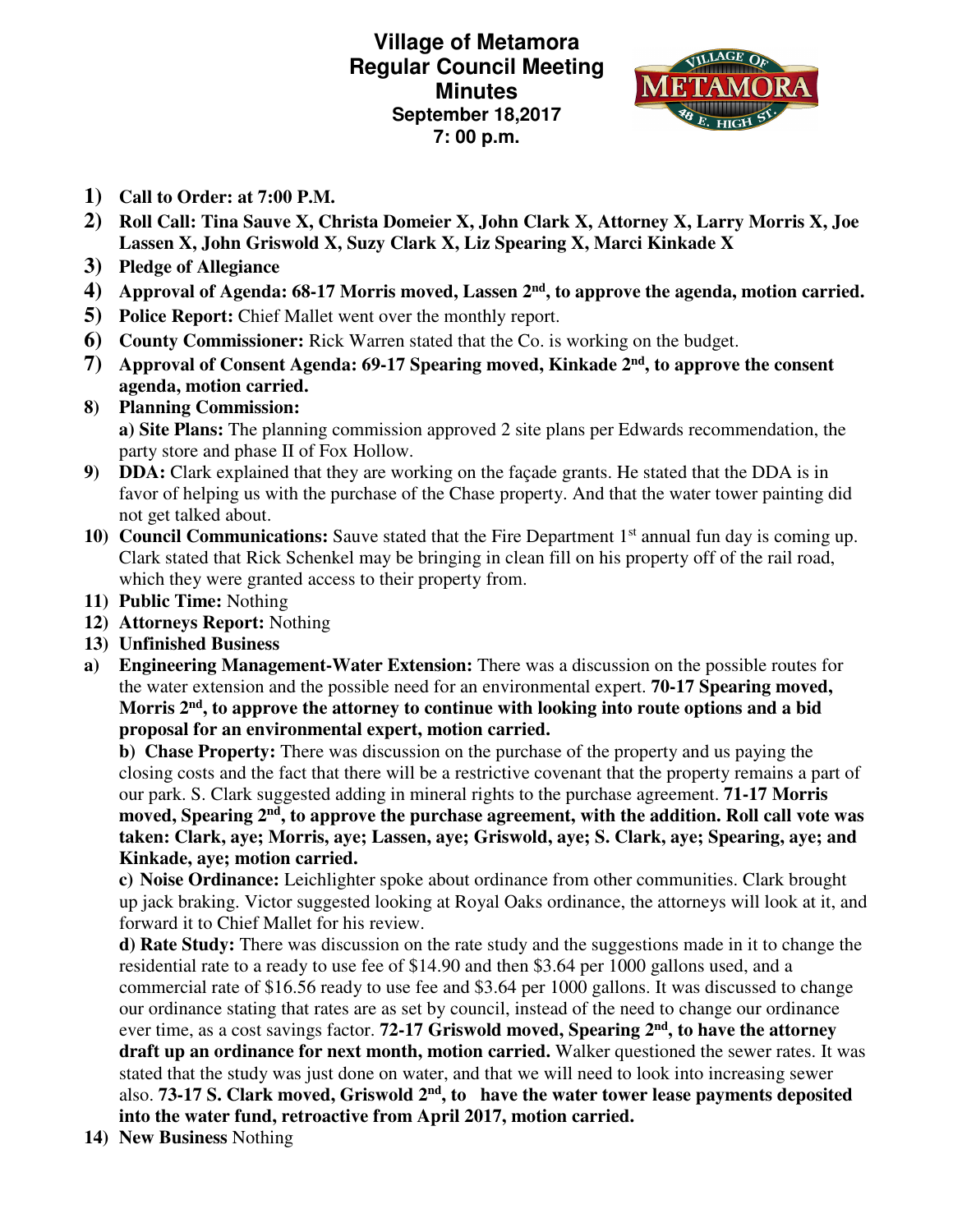# Village of Metamora
## Regular Council Meeting
## Minutes
**September 18,2017**
**7: 00 p.m.**

1) **Call to Order: at 7:00 P.M.**
2) **Roll Call: Tina Sauve X, Christa Domeier X, John Clark X, Attorney X, Larry Morris X, Joe Lassen X, John Griswold X, Suzy Clark X, Liz Spearing X, Marci Kinkade X**
3) **Pledge of Allegiance**
4) **Approval of Agenda: 68-17 Morris moved, Lassen 2nd, to approve the agenda, motion carried.**
5) **Police Report:** Chief Mallet went over the monthly report.
6) **County Commissioner:** Rick Warren stated that the Co. is working on the budget.
7) **Approval of Consent Agenda: 69-17 Spearing moved, Kinkade 2nd, to approve the consent agenda, motion carried.**
8) **Planning Commission:**
   **a) Site Plans:** The planning commission approved 2 site plans per Edwards recommendation, the party store and phase II of Fox Hollow.
9) **DDA:** Clark explained that they are working on the façade grants. He stated that the DDA is in favor of helping us with the purchase of the Chase property. And that the water tower painting did not get talked about.
10) **Council Communications:** Sauve stated that the Fire Department 1st annual fun day is coming up. Clark stated that Rick Schenkel may be bringing in clean fill on his property off of the rail road, which they were granted access to their property from.
11) **Public Time:** Nothing
12) **Attorneys Report:** Nothing
13) **Unfinished Business**

a) **Engineering Management-Water Extension:** There was a discussion on the possible routes for the water extension and the possible need for an environmental expert. **70-17 Spearing moved, Morris 2nd, to approve the attorney to continue with looking into route options and a bid proposal for an environmental expert, motion carried.**

**b) Chase Property:** There was discussion on the purchase of the property and us paying the closing costs and the fact that there will be a restrictive covenant that the property remains a part of our park. S. Clark suggested adding in mineral rights to the purchase agreement. **71-17 Morris moved, Spearing 2nd, to approve the purchase agreement, with the addition. Roll call vote was taken: Clark, aye; Morris, aye; Lassen, aye; Griswold, aye; S. Clark, aye; Spearing, aye; and Kinkade, aye; motion carried.**

**c) Noise Ordinance:** Leichlighter spoke about ordinance from other communities. Clark brought up jack braking. Victor suggested looking at Royal Oaks ordinance, the attorneys will look at it, and forward it to Chief Mallet for his review.

**d) Rate Study:** There was discussion on the rate study and the suggestions made in it to change the residential rate to a ready to use fee of $14.90 and then $3.64 per 1000 gallons used, and a commercial rate of $16.56 ready to use fee and $3.64 per 1000 gallons. It was discussed to change our ordinance stating that rates are as set by council, instead of the need to change our ordinance ever time, as a cost savings factor. **72-17 Griswold moved, Spearing 2nd, to have the attorney draft up an ordinance for next month, motion carried.** Walker questioned the sewer rates. It was stated that the study was just done on water, and that we will need to look into increasing sewer also. **73-17 S. Clark moved, Griswold 2nd, to have the water tower lease payments deposited into the water fund, retroactive from April 2017, motion carried.**

14) **New Business** Nothing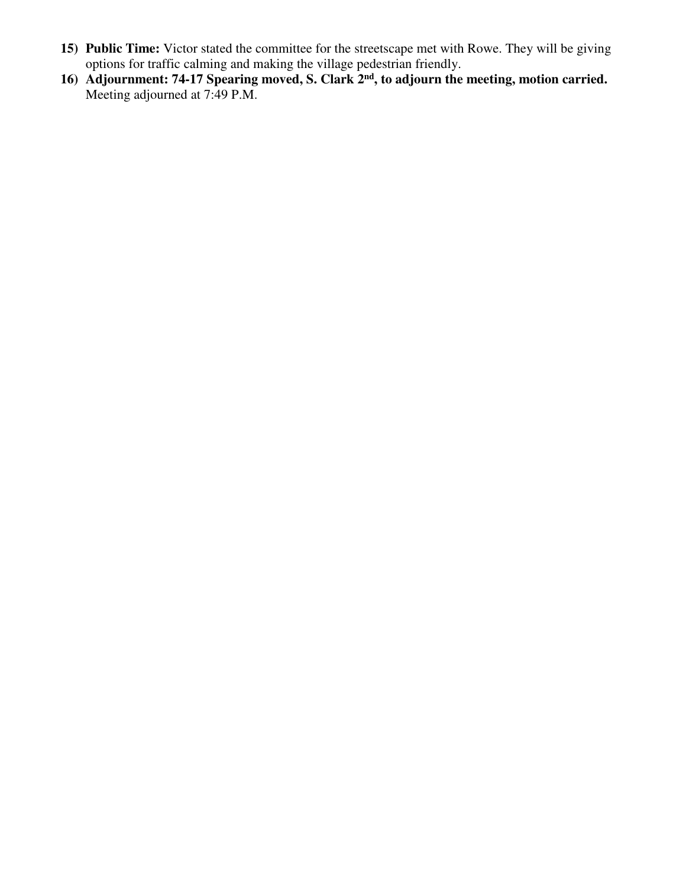15) **Public Time:** Victor stated the committee for the streetscape met with Rowe. They will be giving options for traffic calming and making the village pedestrian friendly.
16) **Adjournment: 74-17 Spearing moved, S. Clark 2nd, to adjourn the meeting, motion carried.** Meeting adjourned at 7:49 P.M.